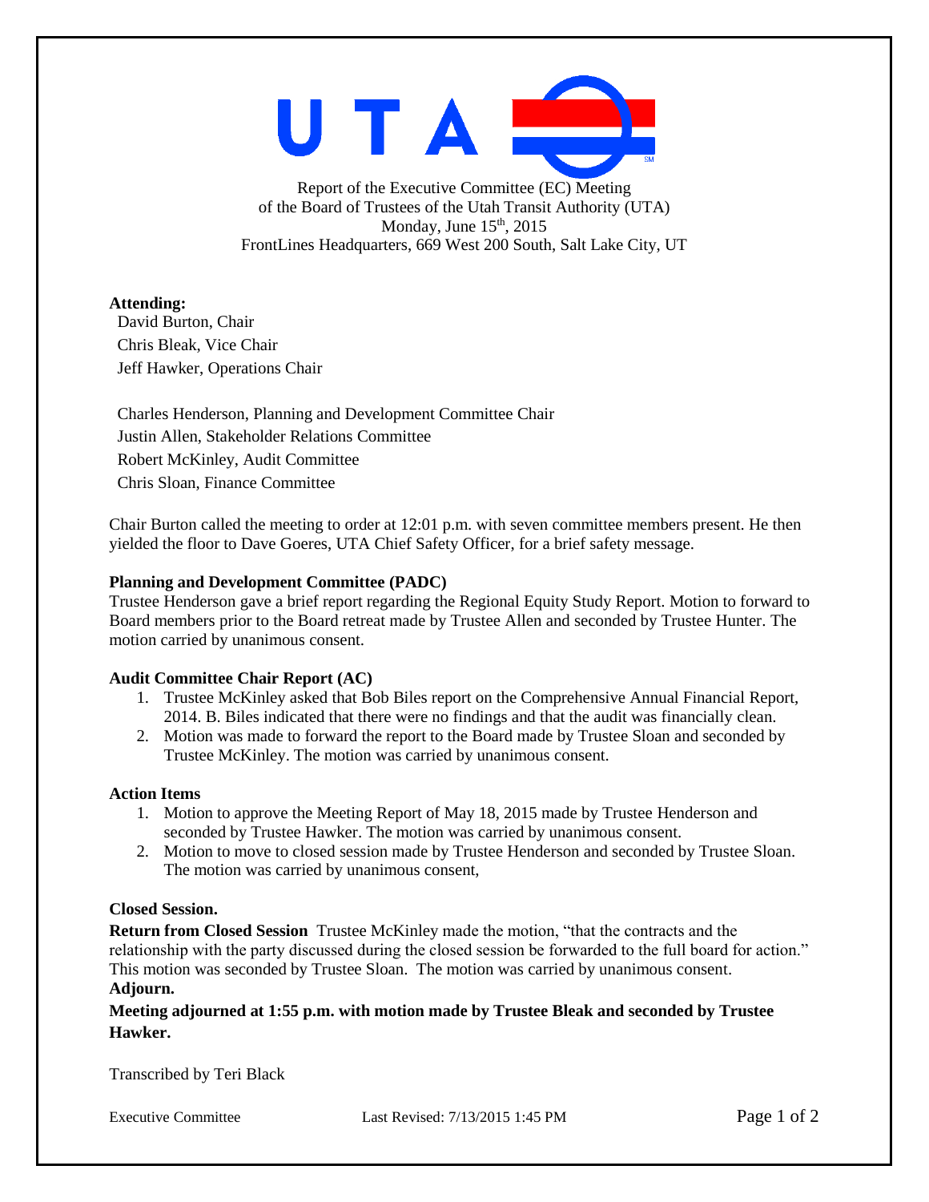Report of the Executive Committee (EC) Meeting
of the Board of Trustees of the Utah Transit Authority (UTA)
Monday, June 15th, 2015
FrontLines Headquarters, 669 West 200 South, Salt Lake City, UT

**Attending:**

David Burton, Chair
Chris Bleak, Vice Chair
Jeff Hawker, Operations Chair

Charles Henderson, Planning and Development Committee Chair
Justin Allen, Stakeholder Relations Committee
Robert McKinley, Audit Committee
Chris Sloan, Finance Committee

Chair Burton called the meeting to order at 12:01 p.m. with seven committee members present. He then yielded the floor to Dave Goeres, UTA Chief Safety Officer, for a brief safety message.

**Planning and Development Committee (PADC)**

Trustee Henderson gave a brief report regarding the Regional Equity Study Report. Motion to forward to Board members prior to the Board retreat made by Trustee Allen and seconded by Trustee Hunter. The motion carried by unanimous consent.

**Audit Committee Chair Report (AC)**

1. Trustee McKinley asked that Bob Biles report on the Comprehensive Annual Financial Report, 2014. B. Biles indicated that there were no findings and that the audit was financially clean.
2. Motion was made to forward the report to the Board made by Trustee Sloan and seconded by Trustee McKinley. The motion was carried by unanimous consent.

**Action Items**

1. Motion to approve the Meeting Report of May 18, 2015 made by Trustee Henderson and seconded by Trustee Hawker. The motion was carried by unanimous consent.
2. Motion to move to closed session made by Trustee Henderson and seconded by Trustee Sloan. The motion was carried by unanimous consent,

**Closed Session.**

**Return from Closed Session** Trustee McKinley made the motion, "that the contracts and the relationship with the party discussed during the closed session be forwarded to the full board for action." This motion was seconded by Trustee Sloan. The motion was carried by unanimous consent.

**Adjourn.**

**Meeting adjourned at 1:55 p.m. with motion made by Trustee Bleak and seconded by Trustee Hawker.**

Transcribed by Teri Black

Executive Committee Last Revised: 7/13/2015 1:45 PM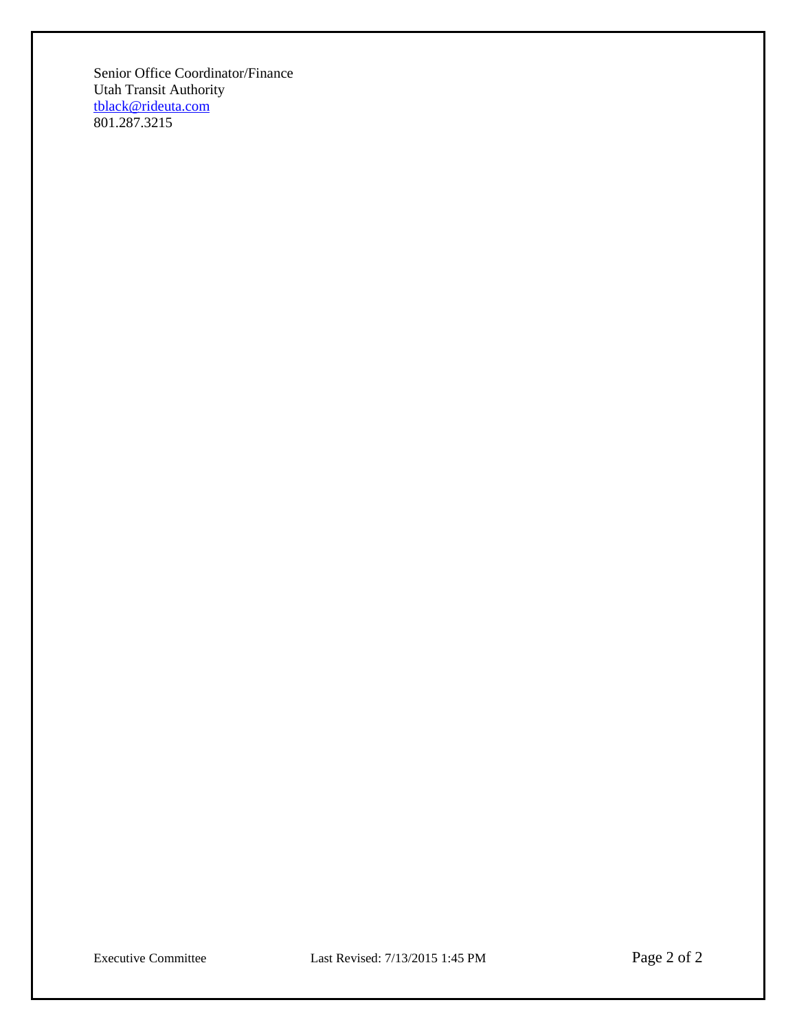Senior Office Coordinator/Finance
Utah Transit Authority
[tblack@rideuta.com](mailto:tblack@rideuta.com)
801.287.3215